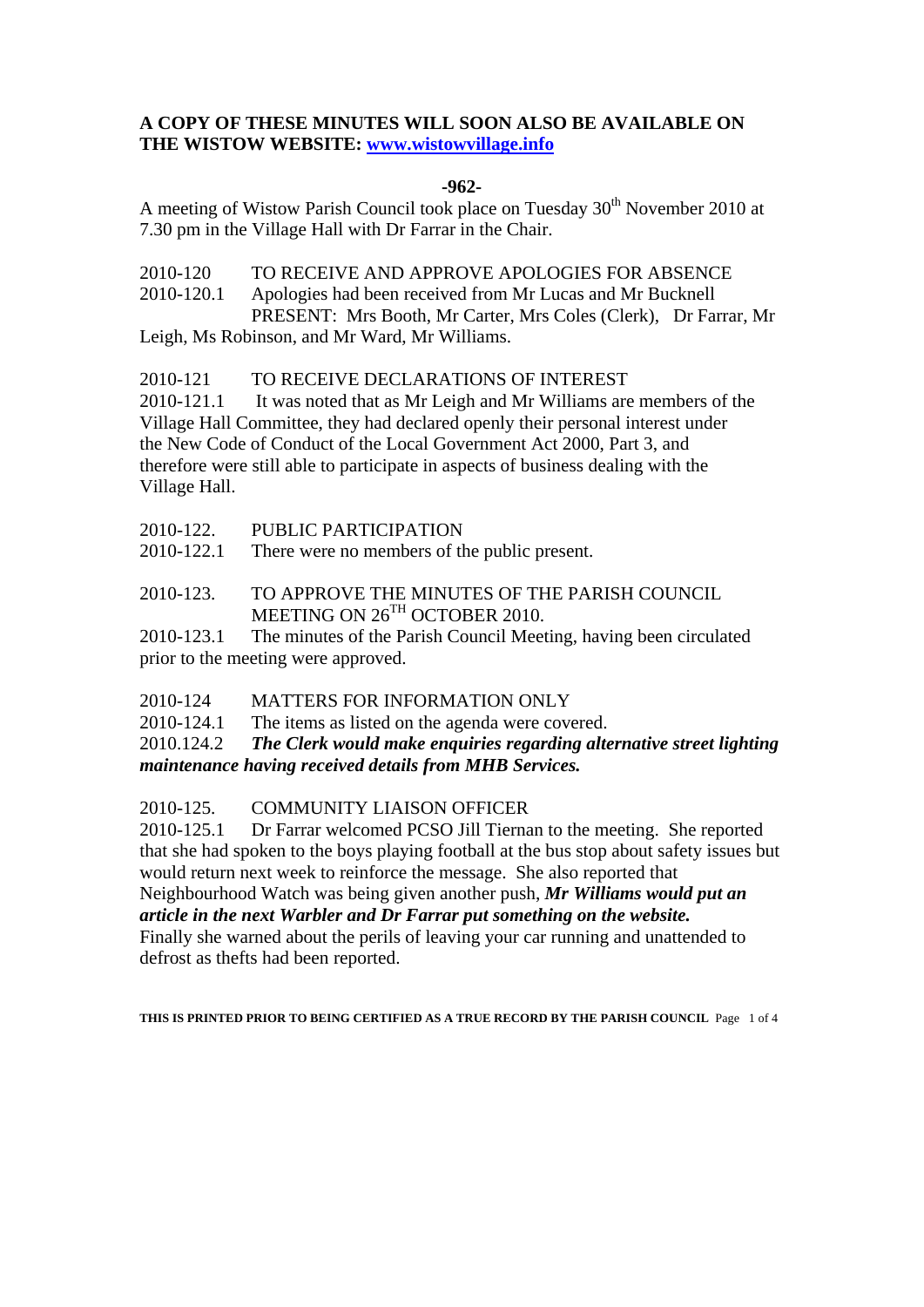**A COPY OF THESE MINUTES WILL SOON ALSO BE AVAILABLE ON THE WISTOW WEBSITE: [www.wistowvillage.info](http://www.wistowvillage.info)**

**-962-**

A meeting of Wistow Parish Council took place on Tuesday 30th November 2010 at 7.30 pm in the Village Hall with Dr Farrar in the Chair.

2010-120 TO RECEIVE AND APPROVE APOLOGIES FOR ABSENCE

2010-120.1 Apologies had been received from Mr Lucas and Mr Bucknell
PRESENT: Mrs Booth, Mr Carter, Mrs Coles (Clerk), Dr Farrar, Mr Leigh, Ms Robinson, and Mr Ward, Mr Williams.

2010-121 TO RECEIVE DECLARATIONS OF INTEREST

2010-121.1 It was noted that as Mr Leigh and Mr Williams are members of the Village Hall Committee, they had declared openly their personal interest under the New Code of Conduct of the Local Government Act 2000, Part 3, and therefore were still able to participate in aspects of business dealing with the Village Hall.

2010-122. PUBLIC PARTICIPATION

2010-122.1 There were no members of the public present.

2010-123. TO APPROVE THE MINUTES OF THE PARISH COUNCIL MEETING ON 26TH OCTOBER 2010.

2010-123.1 The minutes of the Parish Council Meeting, having been circulated prior to the meeting were approved.

2010-124 MATTERS FOR INFORMATION ONLY

2010-124.1 The items as listed on the agenda were covered.

2010.124.2 ***The Clerk would make enquiries regarding alternative street lighting maintenance having received details from MHB Services.***

2010-125. COMMUNITY LIAISON OFFICER

2010-125.1 Dr Farrar welcomed PCSO Jill Tiernan to the meeting. She reported that she had spoken to the boys playing football at the bus stop about safety issues but would return next week to reinforce the message. She also reported that Neighbourhood Watch was being given another push, ***Mr Williams would put an article in the next Warbler and Dr Farrar put something on the website.*** Finally she warned about the perils of leaving your car running and unattended to defrost as thefts had been reported.

THIS IS PRINTED PRIOR TO BEING CERTIFIED AS A TRUE RECORD BY THE PARISH COUNCIL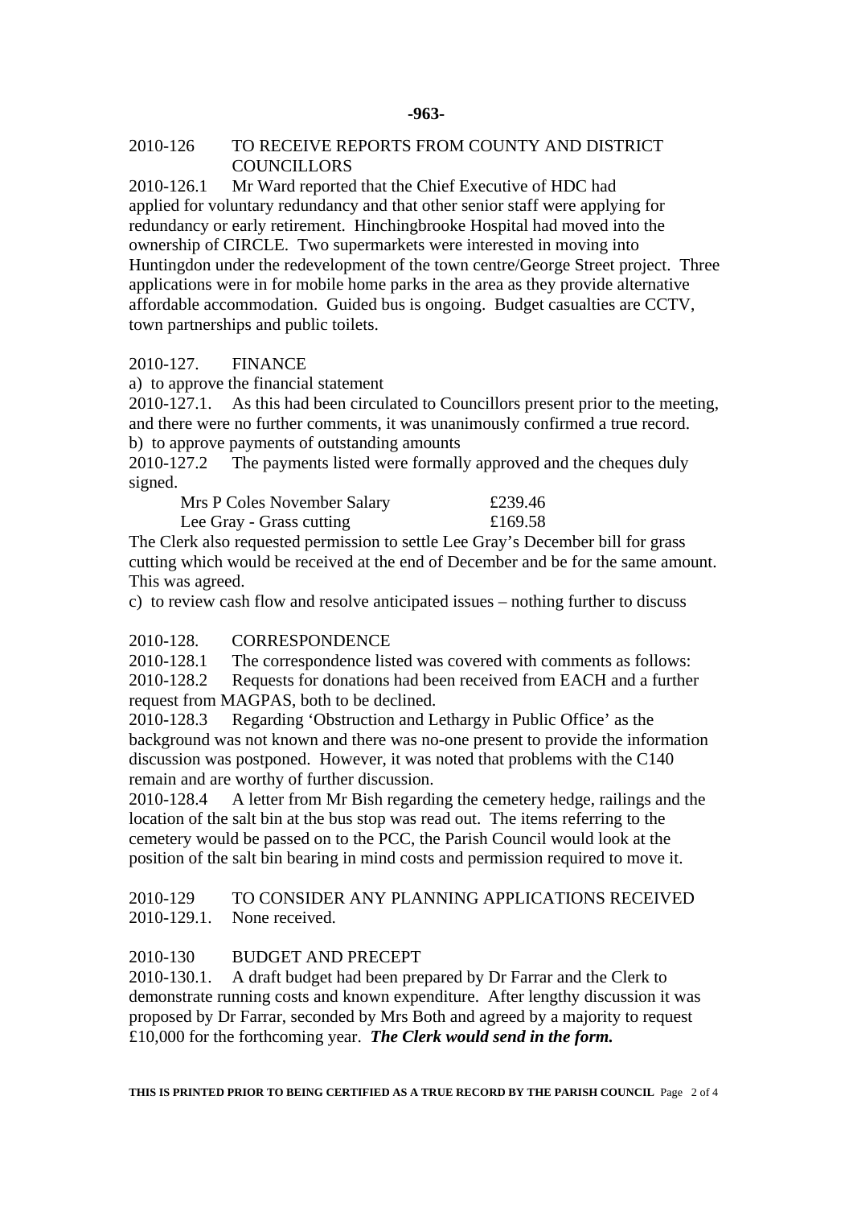2010-126 TO RECEIVE REPORTS FROM COUNTY AND DISTRICT COUNCILLORS

2010-126.1 Mr Ward reported that the Chief Executive of HDC had applied for voluntary redundancy and that other senior staff were applying for redundancy or early retirement. Hinchingbrooke Hospital had moved into the ownership of CIRCLE. Two supermarkets were interested in moving into Huntingdon under the redevelopment of the town centre/George Street project. Three applications were in for mobile home parks in the area as they provide alternative affordable accommodation. Guided bus is ongoing. Budget casualties are CCTV, town partnerships and public toilets.

2010-127. FINANCE

a) to approve the financial statement

2010-127.1. As this had been circulated to Councillors present prior to the meeting, and there were no further comments, it was unanimously confirmed a true record.

b) to approve payments of outstanding amounts

2010-127.2 The payments listed were formally approved and the cheques duly signed.

| | |
|---|---|
| Mrs P Coles November Salary | £239.46 |
| Lee Gray - Grass cutting | £169.58 |

The Clerk also requested permission to settle Lee Gray's December bill for grass cutting which would be received at the end of December and be for the same amount. This was agreed.

c) to review cash flow and resolve anticipated issues – nothing further to discuss

2010-128. CORRESPONDENCE

2010-128.1 The correspondence listed was covered with comments as follows:

2010-128.2 Requests for donations had been received from EACH and a further request from MAGPAS, both to be declined.

2010-128.3 Regarding 'Obstruction and Lethargy in Public Office' as the background was not known and there was no-one present to provide the information discussion was postponed. However, it was noted that problems with the C140 remain and are worthy of further discussion.

2010-128.4 A letter from Mr Bish regarding the cemetery hedge, railings and the location of the salt bin at the bus stop was read out. The items referring to the cemetery would be passed on to the PCC, the Parish Council would look at the position of the salt bin bearing in mind costs and permission required to move it.

2010-129 TO CONSIDER ANY PLANNING APPLICATIONS RECEIVED

2010-129.1. None received.

2010-130 BUDGET AND PRECEPT

2010-130.1. A draft budget had been prepared by Dr Farrar and the Clerk to demonstrate running costs and known expenditure. After lengthy discussion it was proposed by Dr Farrar, seconded by Mrs Both and agreed by a majority to request £10,000 for the forthcoming year. ***The Clerk would send in the form.***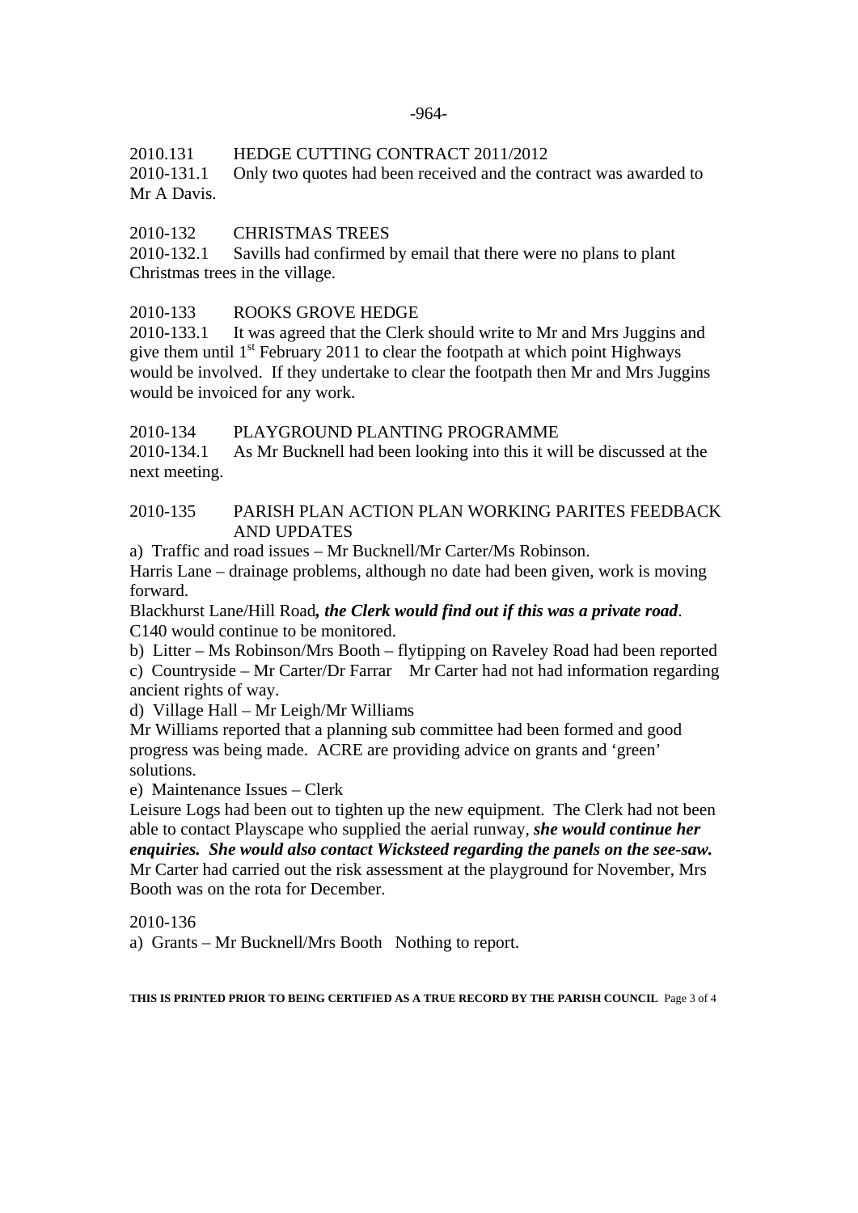-964-

2010.131 HEDGE CUTTING CONTRACT 2011/2012

2010-131.1 Only two quotes had been received and the contract was awarded to Mr A Davis.

2010-132 CHRISTMAS TREES

2010-132.1 Savills had confirmed by email that there were no plans to plant Christmas trees in the village.

2010-133 ROOKS GROVE HEDGE

2010-133.1 It was agreed that the Clerk should write to Mr and Mrs Juggins and give them until 1st February 2011 to clear the footpath at which point Highways would be involved. If they undertake to clear the footpath then Mr and Mrs Juggins would be invoiced for any work.

2010-134 PLAYGROUND PLANTING PROGRAMME

2010-134.1 As Mr Bucknell had been looking into this it will be discussed at the next meeting.

2010-135 PARISH PLAN ACTION PLAN WORKING PARITES FEEDBACK AND UPDATES

a) Traffic and road issues – Mr Bucknell/Mr Carter/Ms Robinson.

Harris Lane – drainage problems, although no date had been given, work is moving forward.

Blackhurst Lane/Hill Road***, the Clerk would find out if this was a private road***.

C140 would continue to be monitored.

b) Litter – Ms Robinson/Mrs Booth – flytipping on Raveley Road had been reported

c) Countryside – Mr Carter/Dr Farrar Mr Carter had not had information regarding ancient rights of way.

d) Village Hall – Mr Leigh/Mr Williams

Mr Williams reported that a planning sub committee had been formed and good progress was being made. ACRE are providing advice on grants and 'green' solutions.

e) Maintenance Issues – Clerk

Leisure Logs had been out to tighten up the new equipment. The Clerk had not been able to contact Playscape who supplied the aerial runway, ***she would continue her enquiries. She would also contact Wicksteed regarding the panels on the see-saw.*** Mr Carter had carried out the risk assessment at the playground for November, Mrs Booth was on the rota for December.

2010-136

a) Grants – Mr Bucknell/Mrs Booth Nothing to report.

**THIS IS PRINTED PRIOR TO BEING CERTIFIED AS A TRUE RECORD BY THE PARISH COUNCIL**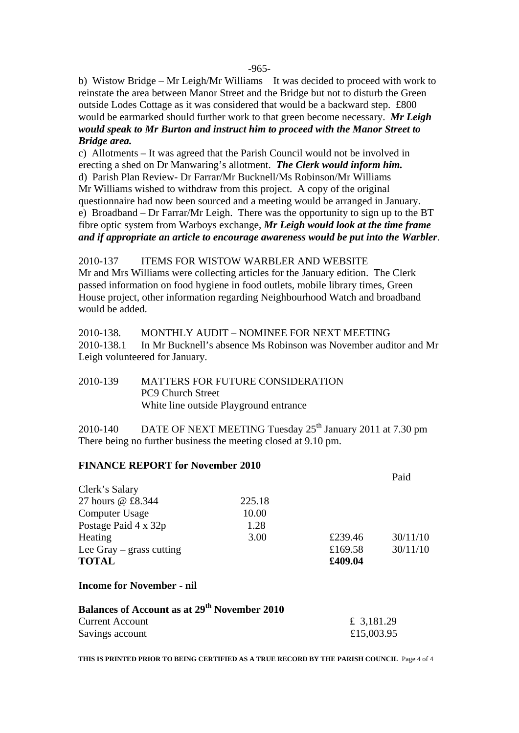b) Wistow Bridge – Mr Leigh/Mr Williams It was decided to proceed with work to reinstate the area between Manor Street and the Bridge but not to disturb the Green outside Lodes Cottage as it was considered that would be a backward step. £800 would be earmarked should further work to that green become necessary. ***Mr Leigh would speak to Mr Burton and instruct him to proceed with the Manor Street to Bridge area.***

c) Allotments – It was agreed that the Parish Council would not be involved in erecting a shed on Dr Manwaring's allotment. ***The Clerk would inform him.***

d) Parish Plan Review- Dr Farrar/Mr Bucknell/Ms Robinson/Mr Williams
Mr Williams wished to withdraw from this project. A copy of the original questionnaire had now been sourced and a meeting would be arranged in January.

e) Broadband – Dr Farrar/Mr Leigh. There was the opportunity to sign up to the BT fibre optic system from Warboys exchange, ***Mr Leigh would look at the time frame and if appropriate an article to encourage awareness would be put into the Warbler***.

2010-137 ITEMS FOR WISTOW WARBLER AND WEBSITE
Mr and Mrs Williams were collecting articles for the January edition. The Clerk passed information on food hygiene in food outlets, mobile library times, Green House project, other information regarding Neighbourhood Watch and broadband would be added.

2010-138. MONTHLY AUDIT – NOMINEE FOR NEXT MEETING
2010-138.1 In Mr Bucknell's absence Ms Robinson was November auditor and Mr Leigh volunteered for January.

2010-139 MATTERS FOR FUTURE CONSIDERATION
PC9 Church Street
White line outside Playground entrance

2010-140 DATE OF NEXT MEETING Tuesday 25th January 2011 at 7.30 pm
There being no further business the meeting closed at 9.10 pm.

**FINANCE REPORT for November 2010**

| | | | Paid |
|---|---|---|---|
| Clerk's Salary | | | |
| 27 hours @ £8.344 | 225.18 | | |
| Computer Usage | 10.00 | | |
| Postage Paid 4 x 32p | 1.28 | | |
| Heating | 3.00 | £239.46 | 30/11/10 |
| Lee Gray – grass cutting | | £169.58 | 30/11/10 |
| **TOTAL** | | **£409.04** | |

**Income for November - nil**

**Balances of Account as at 29th November 2010**

| | |
|---|---|
| Current Account | £ 3,181.29 |
| Savings account | £15,003.95 |

**THIS IS PRINTED PRIOR TO BEING CERTIFIED AS A TRUE RECORD BY THE PARISH COUNCIL**